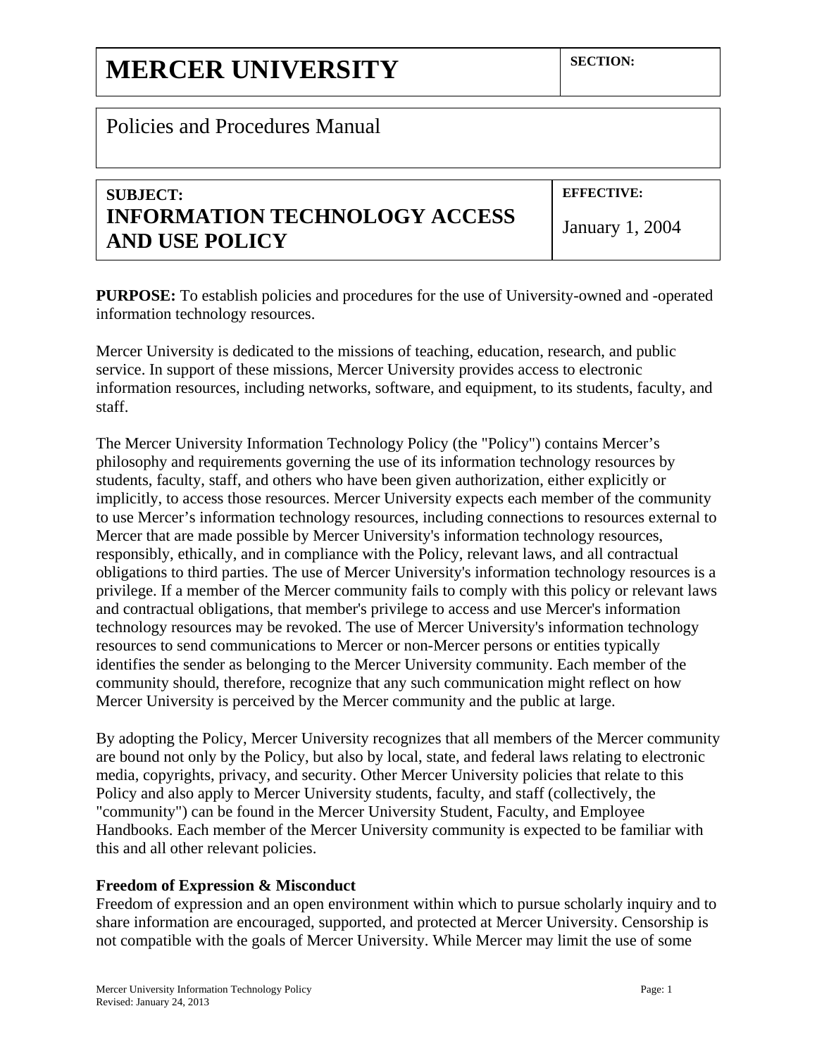# MERCER UNIVERSITY

| SECTION: |
|---|

Policies and Procedures Manual

| SUBJECT: INFORMATION TECHNOLOGY ACCESS AND USE POLICY | EFFECTIVE: January 1, 2004 |
|---|---|

**PURPOSE:** To establish policies and procedures for the use of University-owned and -operated information technology resources.

Mercer University is dedicated to the missions of teaching, education, research, and public service. In support of these missions, Mercer University provides access to electronic information resources, including networks, software, and equipment, to its students, faculty, and staff.

The Mercer University Information Technology Policy (the "Policy") contains Mercer's philosophy and requirements governing the use of its information technology resources by students, faculty, staff, and others who have been given authorization, either explicitly or implicitly, to access those resources. Mercer University expects each member of the community to use Mercer's information technology resources, including connections to resources external to Mercer that are made possible by Mercer University's information technology resources, responsibly, ethically, and in compliance with the Policy, relevant laws, and all contractual obligations to third parties. The use of Mercer University's information technology resources is a privilege. If a member of the Mercer community fails to comply with this policy or relevant laws and contractual obligations, that member's privilege to access and use Mercer's information technology resources may be revoked. The use of Mercer University's information technology resources to send communications to Mercer or non-Mercer persons or entities typically identifies the sender as belonging to the Mercer University community. Each member of the community should, therefore, recognize that any such communication might reflect on how Mercer University is perceived by the Mercer community and the public at large.

By adopting the Policy, Mercer University recognizes that all members of the Mercer community are bound not only by the Policy, but also by local, state, and federal laws relating to electronic media, copyrights, privacy, and security. Other Mercer University policies that relate to this Policy and also apply to Mercer University students, faculty, and staff (collectively, the "community") can be found in the Mercer University Student, Faculty, and Employee Handbooks. Each member of the Mercer University community is expected to be familiar with this and all other relevant policies.

**Freedom of Expression & Misconduct**

Freedom of expression and an open environment within which to pursue scholarly inquiry and to share information are encouraged, supported, and protected at Mercer University. Censorship is not compatible with the goals of Mercer University. While Mercer may limit the use of some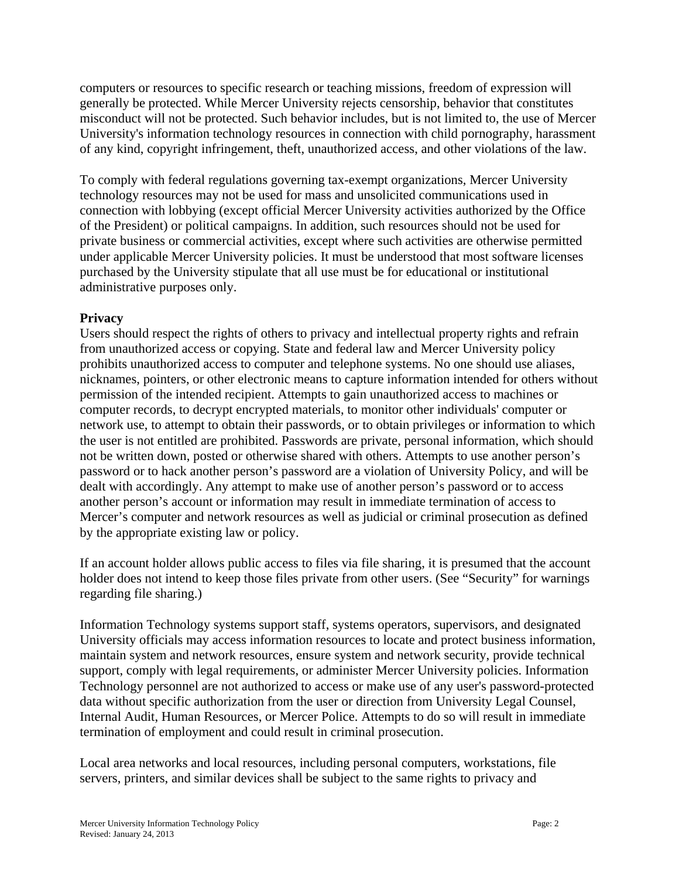computers or resources to specific research or teaching missions, freedom of expression will generally be protected. While Mercer University rejects censorship, behavior that constitutes misconduct will not be protected. Such behavior includes, but is not limited to, the use of Mercer University's information technology resources in connection with child pornography, harassment of any kind, copyright infringement, theft, unauthorized access, and other violations of the law.

To comply with federal regulations governing tax-exempt organizations, Mercer University technology resources may not be used for mass and unsolicited communications used in connection with lobbying (except official Mercer University activities authorized by the Office of the President) or political campaigns. In addition, such resources should not be used for private business or commercial activities, except where such activities are otherwise permitted under applicable Mercer University policies. It must be understood that most software licenses purchased by the University stipulate that all use must be for educational or institutional administrative purposes only.

**Privacy**

Users should respect the rights of others to privacy and intellectual property rights and refrain from unauthorized access or copying. State and federal law and Mercer University policy prohibits unauthorized access to computer and telephone systems. No one should use aliases, nicknames, pointers, or other electronic means to capture information intended for others without permission of the intended recipient. Attempts to gain unauthorized access to machines or computer records, to decrypt encrypted materials, to monitor other individuals' computer or network use, to attempt to obtain their passwords, or to obtain privileges or information to which the user is not entitled are prohibited. Passwords are private, personal information, which should not be written down, posted or otherwise shared with others. Attempts to use another person's password or to hack another person's password are a violation of University Policy, and will be dealt with accordingly. Any attempt to make use of another person's password or to access another person's account or information may result in immediate termination of access to Mercer's computer and network resources as well as judicial or criminal prosecution as defined by the appropriate existing law or policy.

If an account holder allows public access to files via file sharing, it is presumed that the account holder does not intend to keep those files private from other users. (See "Security" for warnings regarding file sharing.)

Information Technology systems support staff, systems operators, supervisors, and designated University officials may access information resources to locate and protect business information, maintain system and network resources, ensure system and network security, provide technical support, comply with legal requirements, or administer Mercer University policies. Information Technology personnel are not authorized to access or make use of any user's password-protected data without specific authorization from the user or direction from University Legal Counsel, Internal Audit, Human Resources, or Mercer Police. Attempts to do so will result in immediate termination of employment and could result in criminal prosecution.

Local area networks and local resources, including personal computers, workstations, file servers, printers, and similar devices shall be subject to the same rights to privacy and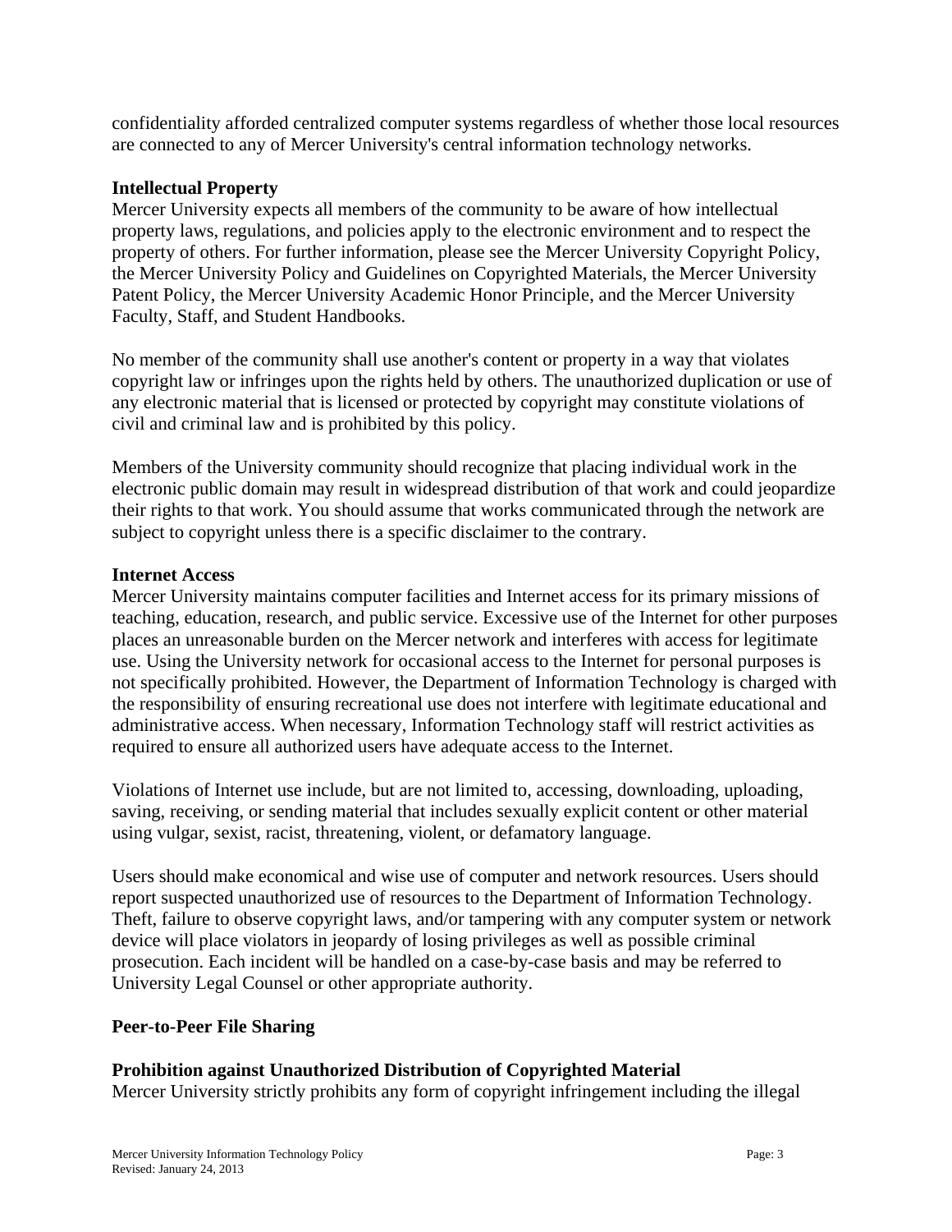confidentiality afforded centralized computer systems regardless of whether those local resources are connected to any of Mercer University's central information technology networks.

**Intellectual Property**

Mercer University expects all members of the community to be aware of how intellectual property laws, regulations, and policies apply to the electronic environment and to respect the property of others. For further information, please see the Mercer University Copyright Policy, the Mercer University Policy and Guidelines on Copyrighted Materials, the Mercer University Patent Policy, the Mercer University Academic Honor Principle, and the Mercer University Faculty, Staff, and Student Handbooks.

No member of the community shall use another's content or property in a way that violates copyright law or infringes upon the rights held by others. The unauthorized duplication or use of any electronic material that is licensed or protected by copyright may constitute violations of civil and criminal law and is prohibited by this policy.

Members of the University community should recognize that placing individual work in the electronic public domain may result in widespread distribution of that work and could jeopardize their rights to that work. You should assume that works communicated through the network are subject to copyright unless there is a specific disclaimer to the contrary.

**Internet Access**

Mercer University maintains computer facilities and Internet access for its primary missions of teaching, education, research, and public service. Excessive use of the Internet for other purposes places an unreasonable burden on the Mercer network and interferes with access for legitimate use. Using the University network for occasional access to the Internet for personal purposes is not specifically prohibited. However, the Department of Information Technology is charged with the responsibility of ensuring recreational use does not interfere with legitimate educational and administrative access. When necessary, Information Technology staff will restrict activities as required to ensure all authorized users have adequate access to the Internet.

Violations of Internet use include, but are not limited to, accessing, downloading, uploading, saving, receiving, or sending material that includes sexually explicit content or other material using vulgar, sexist, racist, threatening, violent, or defamatory language.

Users should make economical and wise use of computer and network resources. Users should report suspected unauthorized use of resources to the Department of Information Technology. Theft, failure to observe copyright laws, and/or tampering with any computer system or network device will place violators in jeopardy of losing privileges as well as possible criminal prosecution. Each incident will be handled on a case-by-case basis and may be referred to University Legal Counsel or other appropriate authority.

**Peer-to-Peer File Sharing**

**Prohibition against Unauthorized Distribution of Copyrighted Material**

Mercer University strictly prohibits any form of copyright infringement including the illegal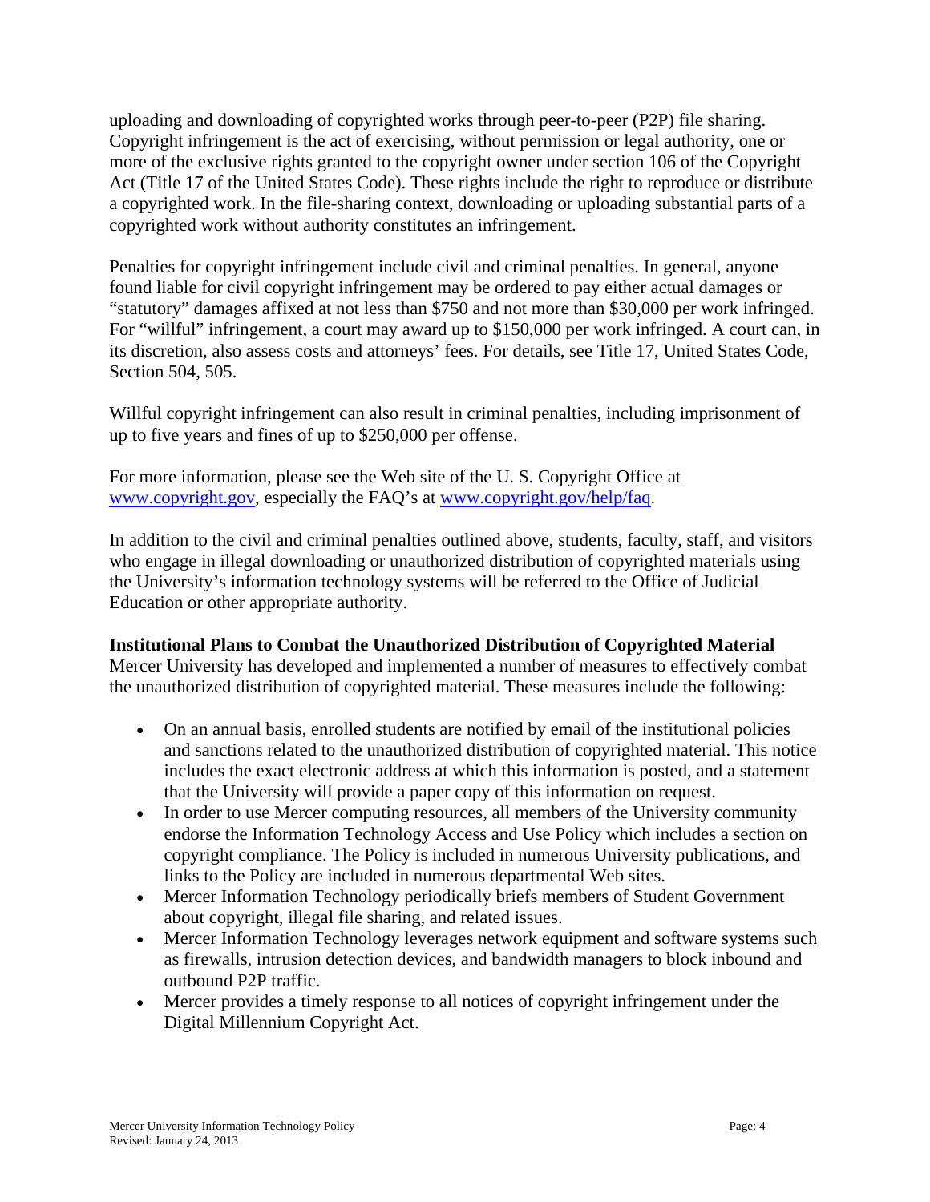uploading and downloading of copyrighted works through peer-to-peer (P2P) file sharing. Copyright infringement is the act of exercising, without permission or legal authority, one or more of the exclusive rights granted to the copyright owner under section 106 of the Copyright Act (Title 17 of the United States Code). These rights include the right to reproduce or distribute a copyrighted work. In the file-sharing context, downloading or uploading substantial parts of a copyrighted work without authority constitutes an infringement.

Penalties for copyright infringement include civil and criminal penalties. In general, anyone found liable for civil copyright infringement may be ordered to pay either actual damages or "statutory" damages affixed at not less than $750 and not more than $30,000 per work infringed. For "willful" infringement, a court may award up to $150,000 per work infringed. A court can, in its discretion, also assess costs and attorneys' fees. For details, see Title 17, United States Code, Section 504, 505.

Willful copyright infringement can also result in criminal penalties, including imprisonment of up to five years and fines of up to $250,000 per offense.

For more information, please see the Web site of the U. S. Copyright Office at [www.copyright.gov](http://www.copyright.gov), especially the FAQ's at [www.copyright.gov/help/faq](http://www.copyright.gov/help/faq).

In addition to the civil and criminal penalties outlined above, students, faculty, staff, and visitors who engage in illegal downloading or unauthorized distribution of copyrighted materials using the University's information technology systems will be referred to the Office of Judicial Education or other appropriate authority.

**Institutional Plans to Combat the Unauthorized Distribution of Copyrighted Material**

Mercer University has developed and implemented a number of measures to effectively combat the unauthorized distribution of copyrighted material. These measures include the following:

- On an annual basis, enrolled students are notified by email of the institutional policies and sanctions related to the unauthorized distribution of copyrighted material. This notice includes the exact electronic address at which this information is posted, and a statement that the University will provide a paper copy of this information on request.
- In order to use Mercer computing resources, all members of the University community endorse the Information Technology Access and Use Policy which includes a section on copyright compliance. The Policy is included in numerous University publications, and links to the Policy are included in numerous departmental Web sites.
- Mercer Information Technology periodically briefs members of Student Government about copyright, illegal file sharing, and related issues.
- Mercer Information Technology leverages network equipment and software systems such as firewalls, intrusion detection devices, and bandwidth managers to block inbound and outbound P2P traffic.
- Mercer provides a timely response to all notices of copyright infringement under the Digital Millennium Copyright Act.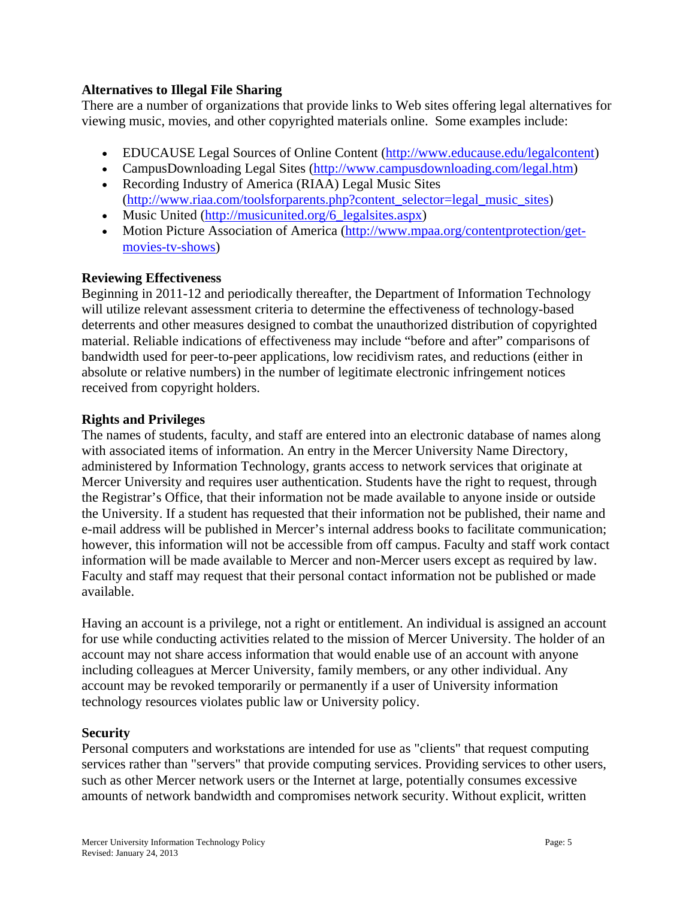**Alternatives to Illegal File Sharing**

There are a number of organizations that provide links to Web sites offering legal alternatives for viewing music, movies, and other copyrighted materials online. Some examples include:

- EDUCAUSE Legal Sources of Online Content (http://www.educause.edu/legalcontent)
- CampusDownloading Legal Sites (http://www.campusdownloading.com/legal.htm)
- Recording Industry of America (RIAA) Legal Music Sites (http://www.riaa.com/toolsforparents.php?content_selector=legal_music_sites)
- Music United (http://musicunited.org/6_legalsites.aspx)
- Motion Picture Association of America (http://www.mpaa.org/contentprotection/get-movies-tv-shows)

**Reviewing Effectiveness**

Beginning in 2011-12 and periodically thereafter, the Department of Information Technology will utilize relevant assessment criteria to determine the effectiveness of technology-based deterrents and other measures designed to combat the unauthorized distribution of copyrighted material. Reliable indications of effectiveness may include "before and after" comparisons of bandwidth used for peer-to-peer applications, low recidivism rates, and reductions (either in absolute or relative numbers) in the number of legitimate electronic infringement notices received from copyright holders.

**Rights and Privileges**

The names of students, faculty, and staff are entered into an electronic database of names along with associated items of information. An entry in the Mercer University Name Directory, administered by Information Technology, grants access to network services that originate at Mercer University and requires user authentication. Students have the right to request, through the Registrar's Office, that their information not be made available to anyone inside or outside the University. If a student has requested that their information not be published, their name and e-mail address will be published in Mercer's internal address books to facilitate communication; however, this information will not be accessible from off campus. Faculty and staff work contact information will be made available to Mercer and non-Mercer users except as required by law. Faculty and staff may request that their personal contact information not be published or made available.

Having an account is a privilege, not a right or entitlement. An individual is assigned an account for use while conducting activities related to the mission of Mercer University. The holder of an account may not share access information that would enable use of an account with anyone including colleagues at Mercer University, family members, or any other individual. Any account may be revoked temporarily or permanently if a user of University information technology resources violates public law or University policy.

**Security**

Personal computers and workstations are intended for use as "clients" that request computing services rather than "servers" that provide computing services. Providing services to other users, such as other Mercer network users or the Internet at large, potentially consumes excessive amounts of network bandwidth and compromises network security. Without explicit, written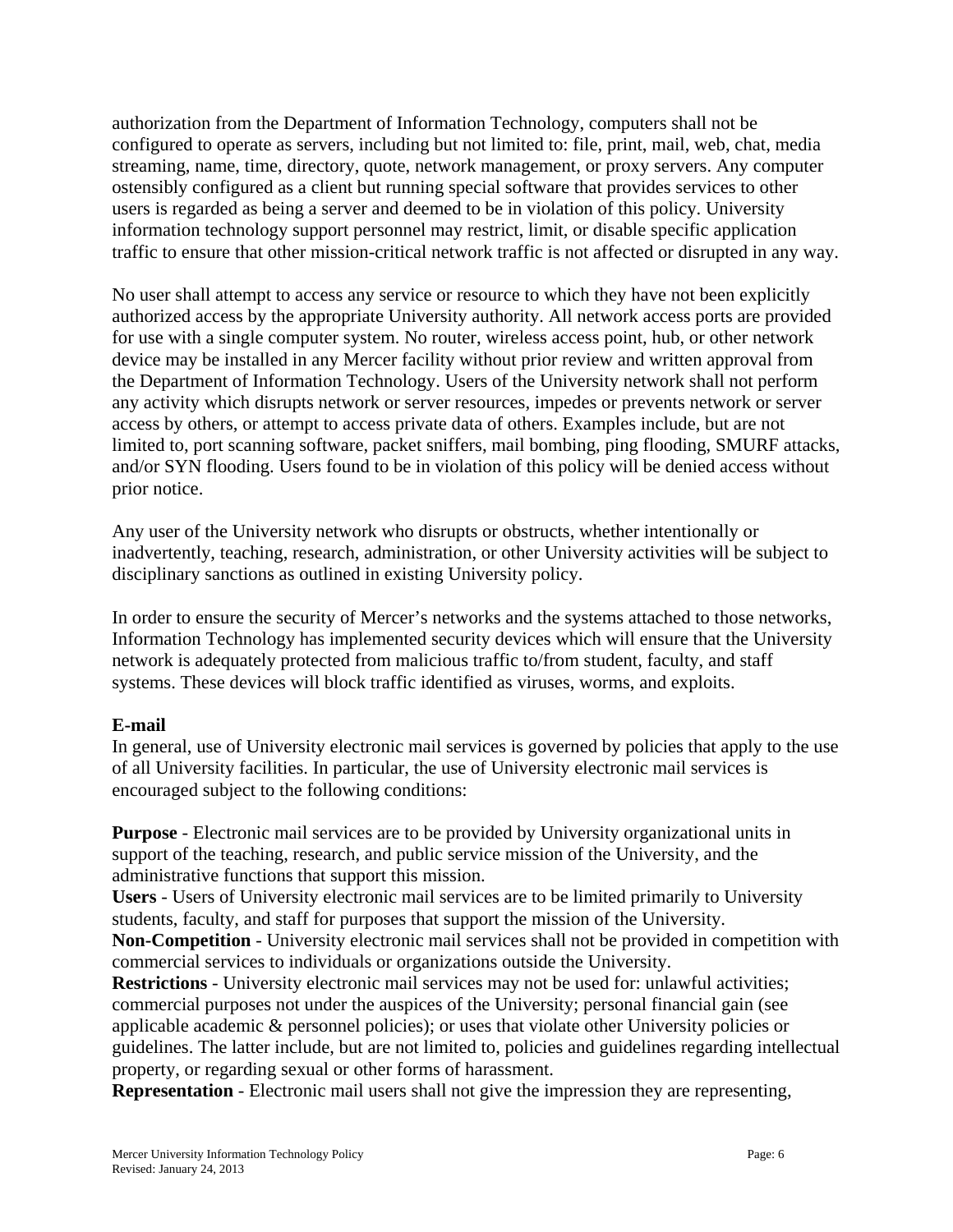authorization from the Department of Information Technology, computers shall not be configured to operate as servers, including but not limited to: file, print, mail, web, chat, media streaming, name, time, directory, quote, network management, or proxy servers. Any computer ostensibly configured as a client but running special software that provides services to other users is regarded as being a server and deemed to be in violation of this policy. University information technology support personnel may restrict, limit, or disable specific application traffic to ensure that other mission-critical network traffic is not affected or disrupted in any way.

No user shall attempt to access any service or resource to which they have not been explicitly authorized access by the appropriate University authority. All network access ports are provided for use with a single computer system. No router, wireless access point, hub, or other network device may be installed in any Mercer facility without prior review and written approval from the Department of Information Technology. Users of the University network shall not perform any activity which disrupts network or server resources, impedes or prevents network or server access by others, or attempt to access private data of others. Examples include, but are not limited to, port scanning software, packet sniffers, mail bombing, ping flooding, SMURF attacks, and/or SYN flooding. Users found to be in violation of this policy will be denied access without prior notice.

Any user of the University network who disrupts or obstructs, whether intentionally or inadvertently, teaching, research, administration, or other University activities will be subject to disciplinary sanctions as outlined in existing University policy.

In order to ensure the security of Mercer's networks and the systems attached to those networks, Information Technology has implemented security devices which will ensure that the University network is adequately protected from malicious traffic to/from student, faculty, and staff systems. These devices will block traffic identified as viruses, worms, and exploits.

**E-mail**

In general, use of University electronic mail services is governed by policies that apply to the use of all University facilities. In particular, the use of University electronic mail services is encouraged subject to the following conditions:

**Purpose** - Electronic mail services are to be provided by University organizational units in support of the teaching, research, and public service mission of the University, and the administrative functions that support this mission.

**Users** - Users of University electronic mail services are to be limited primarily to University students, faculty, and staff for purposes that support the mission of the University.

**Non-Competition** - University electronic mail services shall not be provided in competition with commercial services to individuals or organizations outside the University.

**Restrictions** - University electronic mail services may not be used for: unlawful activities; commercial purposes not under the auspices of the University; personal financial gain (see applicable academic & personnel policies); or uses that violate other University policies or guidelines. The latter include, but are not limited to, policies and guidelines regarding intellectual property, or regarding sexual or other forms of harassment.

**Representation** - Electronic mail users shall not give the impression they are representing,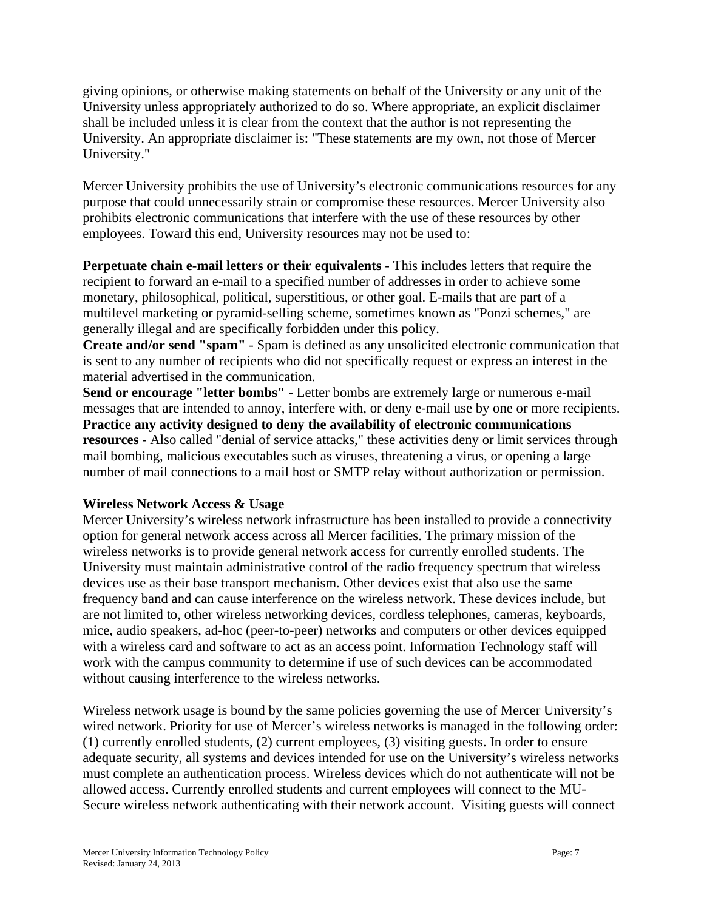giving opinions, or otherwise making statements on behalf of the University or any unit of the University unless appropriately authorized to do so. Where appropriate, an explicit disclaimer shall be included unless it is clear from the context that the author is not representing the University. An appropriate disclaimer is: "These statements are my own, not those of Mercer University."

Mercer University prohibits the use of University's electronic communications resources for any purpose that could unnecessarily strain or compromise these resources. Mercer University also prohibits electronic communications that interfere with the use of these resources by other employees. Toward this end, University resources may not be used to:

**Perpetuate chain e-mail letters or their equivalents** - This includes letters that require the recipient to forward an e-mail to a specified number of addresses in order to achieve some monetary, philosophical, political, superstitious, or other goal. E-mails that are part of a multilevel marketing or pyramid-selling scheme, sometimes known as "Ponzi schemes," are generally illegal and are specifically forbidden under this policy.
**Create and/or send "spam"** - Spam is defined as any unsolicited electronic communication that is sent to any number of recipients who did not specifically request or express an interest in the material advertised in the communication.
**Send or encourage "letter bombs"** - Letter bombs are extremely large or numerous e-mail messages that are intended to annoy, interfere with, or deny e-mail use by one or more recipients.
**Practice any activity designed to deny the availability of electronic communications resources** - Also called "denial of service attacks," these activities deny or limit services through mail bombing, malicious executables such as viruses, threatening a virus, or opening a large number of mail connections to a mail host or SMTP relay without authorization or permission.

**Wireless Network Access & Usage**
Mercer University's wireless network infrastructure has been installed to provide a connectivity option for general network access across all Mercer facilities. The primary mission of the wireless networks is to provide general network access for currently enrolled students. The University must maintain administrative control of the radio frequency spectrum that wireless devices use as their base transport mechanism. Other devices exist that also use the same frequency band and can cause interference on the wireless network. These devices include, but are not limited to, other wireless networking devices, cordless telephones, cameras, keyboards, mice, audio speakers, ad-hoc (peer-to-peer) networks and computers or other devices equipped with a wireless card and software to act as an access point. Information Technology staff will work with the campus community to determine if use of such devices can be accommodated without causing interference to the wireless networks.

Wireless network usage is bound by the same policies governing the use of Mercer University's wired network. Priority for use of Mercer's wireless networks is managed in the following order: (1) currently enrolled students, (2) current employees, (3) visiting guests. In order to ensure adequate security, all systems and devices intended for use on the University's wireless networks must complete an authentication process. Wireless devices which do not authenticate will not be allowed access. Currently enrolled students and current employees will connect to the MU-Secure wireless network authenticating with their network account. Visiting guests will connect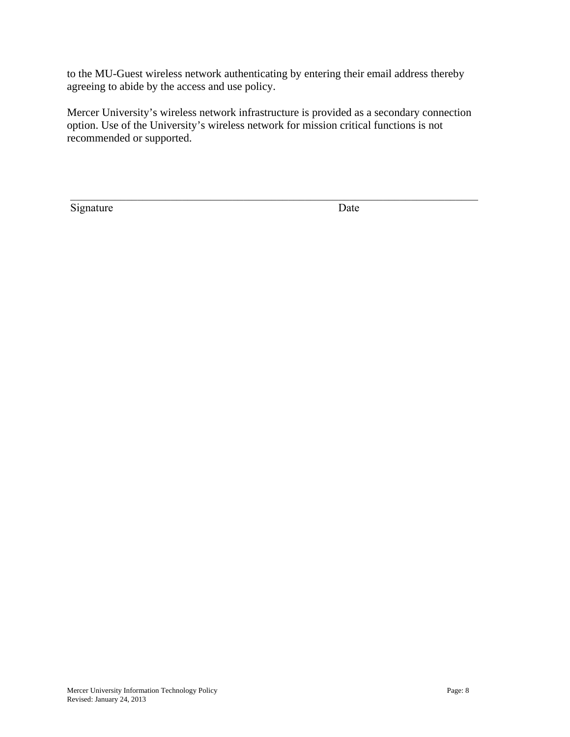to the MU-Guest wireless network authenticating by entering their email address thereby agreeing to abide by the access and use policy.

Mercer University's wireless network infrastructure is provided as a secondary connection option. Use of the University's wireless network for mission critical functions is not recommended or supported.

_______________________________________________________________________________

Signature                                                                                    Date